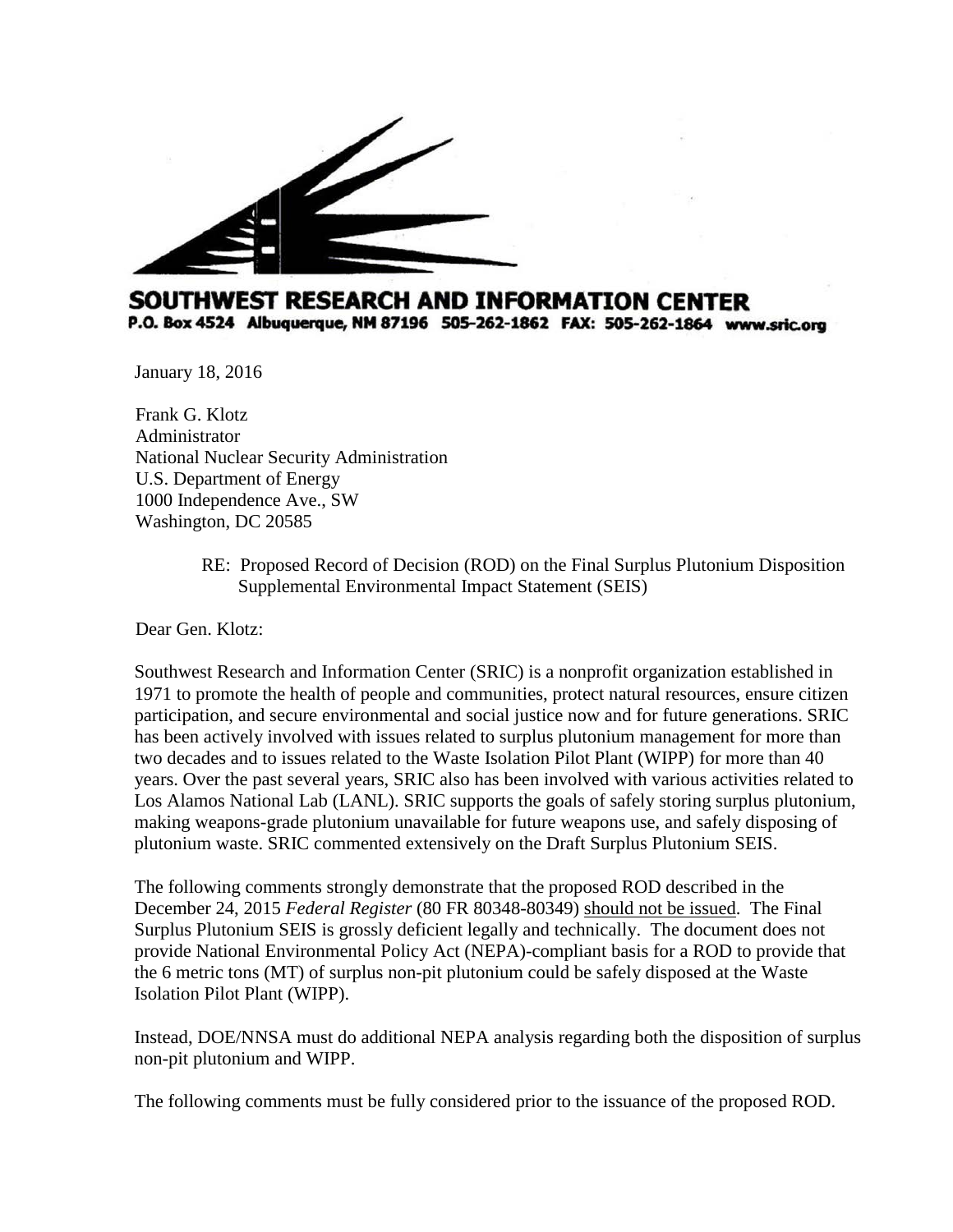**SOUTHWEST RESEARCH AND INFORMATION CENTER**
**P.O. Box 4524 Albuquerque, NM 87196 505-262-1862 FAX: 505-262-1864 www.sric.org**

January 18, 2016

Frank G. Klotz
Administrator
National Nuclear Security Administration
U.S. Department of Energy
1000 Independence Ave., SW
Washington, DC 20585

RE: Proposed Record of Decision (ROD) on the Final Surplus Plutonium Disposition Supplemental Environmental Impact Statement (SEIS)

Dear Gen. Klotz:

Southwest Research and Information Center (SRIC) is a nonprofit organization established in 1971 to promote the health of people and communities, protect natural resources, ensure citizen participation, and secure environmental and social justice now and for future generations. SRIC has been actively involved with issues related to surplus plutonium management for more than two decades and to issues related to the Waste Isolation Pilot Plant (WIPP) for more than 40 years. Over the past several years, SRIC also has been involved with various activities related to Los Alamos National Lab (LANL). SRIC supports the goals of safely storing surplus plutonium, making weapons-grade plutonium unavailable for future weapons use, and safely disposing of plutonium waste. SRIC commented extensively on the Draft Surplus Plutonium SEIS.

The following comments strongly demonstrate that the proposed ROD described in the December 24, 2015 *Federal Register* (80 FR 80348-80349) should not be issued. The Final Surplus Plutonium SEIS is grossly deficient legally and technically. The document does not provide National Environmental Policy Act (NEPA)-compliant basis for a ROD to provide that the 6 metric tons (MT) of surplus non-pit plutonium could be safely disposed at the Waste Isolation Pilot Plant (WIPP).

Instead, DOE/NNSA must do additional NEPA analysis regarding both the disposition of surplus non-pit plutonium and WIPP.

The following comments must be fully considered prior to the issuance of the proposed ROD.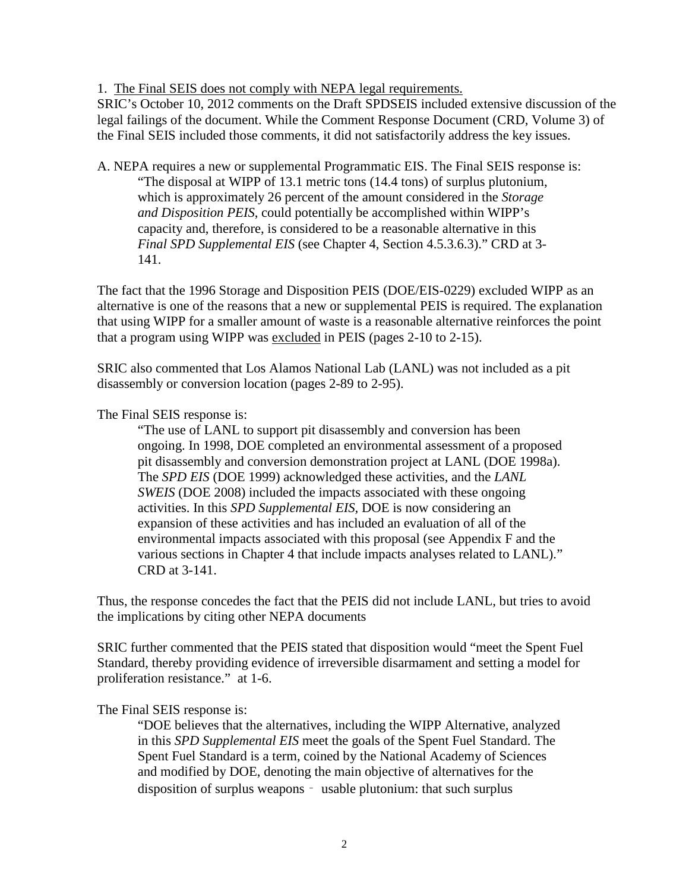1. <u>The Final SEIS does not comply with NEPA legal requirements.</u>
SRIC's October 10, 2012 comments on the Draft SPDSEIS included extensive discussion of the legal failings of the document. While the Comment Response Document (CRD, Volume 3) of the Final SEIS included those comments, it did not satisfactorily address the key issues.

A. NEPA requires a new or supplemental Programmatic EIS. The Final SEIS response is:

> "The disposal at WIPP of 13.1 metric tons (14.4 tons) of surplus plutonium, which is approximately 26 percent of the amount considered in the *Storage and Disposition PEIS*, could potentially be accomplished within WIPP's capacity and, therefore, is considered to be a reasonable alternative in this *Final SPD Supplemental EIS* (see Chapter 4, Section 4.5.3.6.3)." CRD at 3-141.

The fact that the 1996 Storage and Disposition PEIS (DOE/EIS-0229) excluded WIPP as an alternative is one of the reasons that a new or supplemental PEIS is required. The explanation that using WIPP for a smaller amount of waste is a reasonable alternative reinforces the point that a program using WIPP was <u>excluded</u> in PEIS (pages 2-10 to 2-15).

SRIC also commented that Los Alamos National Lab (LANL) was not included as a pit disassembly or conversion location (pages 2-89 to 2-95).

The Final SEIS response is:

> "The use of LANL to support pit disassembly and conversion has been ongoing. In 1998, DOE completed an environmental assessment of a proposed pit disassembly and conversion demonstration project at LANL (DOE 1998a). The *SPD EIS* (DOE 1999) acknowledged these activities, and the *LANL SWEIS* (DOE 2008) included the impacts associated with these ongoing activities. In this *SPD Supplemental EIS*, DOE is now considering an expansion of these activities and has included an evaluation of all of the environmental impacts associated with this proposal (see Appendix F and the various sections in Chapter 4 that include impacts analyses related to LANL)." CRD at 3-141.

Thus, the response concedes the fact that the PEIS did not include LANL, but tries to avoid the implications by citing other NEPA documents

SRIC further commented that the PEIS stated that disposition would "meet the Spent Fuel Standard, thereby providing evidence of irreversible disarmament and setting a model for proliferation resistance." at 1-6.

The Final SEIS response is:

> "DOE believes that the alternatives, including the WIPP Alternative, analyzed in this *SPD Supplemental EIS* meet the goals of the Spent Fuel Standard. The Spent Fuel Standard is a term, coined by the National Academy of Sciences and modified by DOE, denoting the main objective of alternatives for the disposition of surplus weapons‐usable plutonium: that such surplus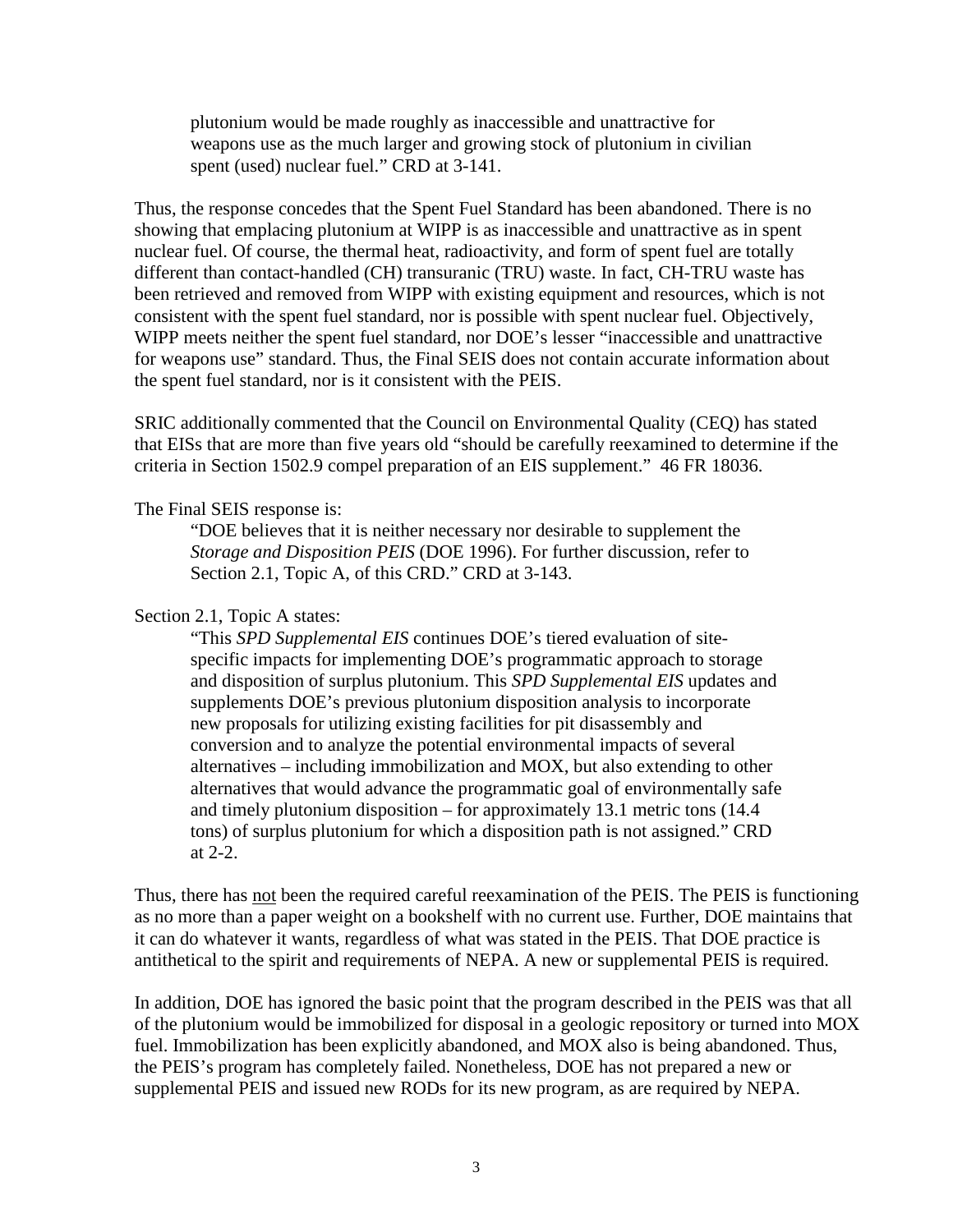> plutonium would be made roughly as inaccessible and unattractive for weapons use as the much larger and growing stock of plutonium in civilian spent (used) nuclear fuel." CRD at 3-141.

Thus, the response concedes that the Spent Fuel Standard has been abandoned. There is no showing that emplacing plutonium at WIPP is as inaccessible and unattractive as in spent nuclear fuel. Of course, the thermal heat, radioactivity, and form of spent fuel are totally different than contact-handled (CH) transuranic (TRU) waste. In fact, CH-TRU waste has been retrieved and removed from WIPP with existing equipment and resources, which is not consistent with the spent fuel standard, nor is possible with spent nuclear fuel. Objectively, WIPP meets neither the spent fuel standard, nor DOE's lesser "inaccessible and unattractive for weapons use" standard. Thus, the Final SEIS does not contain accurate information about the spent fuel standard, nor is it consistent with the PEIS.

SRIC additionally commented that the Council on Environmental Quality (CEQ) has stated that EISs that are more than five years old "should be carefully reexamined to determine if the criteria in Section 1502.9 compel preparation of an EIS supplement." 46 FR 18036.

The Final SEIS response is:

> "DOE believes that it is neither necessary nor desirable to supplement the *Storage and Disposition PEIS* (DOE 1996). For further discussion, refer to Section 2.1, Topic A, of this CRD." CRD at 3-143.

Section 2.1, Topic A states:

> "This *SPD Supplemental EIS* continues DOE's tiered evaluation of site-specific impacts for implementing DOE's programmatic approach to storage and disposition of surplus plutonium. This *SPD Supplemental EIS* updates and supplements DOE's previous plutonium disposition analysis to incorporate new proposals for utilizing existing facilities for pit disassembly and conversion and to analyze the potential environmental impacts of several alternatives – including immobilization and MOX, but also extending to other alternatives that would advance the programmatic goal of environmentally safe and timely plutonium disposition – for approximately 13.1 metric tons (14.4 tons) of surplus plutonium for which a disposition path is not assigned." CRD at 2-2.

Thus, there has <u>not</u> been the required careful reexamination of the PEIS. The PEIS is functioning as no more than a paper weight on a bookshelf with no current use. Further, DOE maintains that it can do whatever it wants, regardless of what was stated in the PEIS. That DOE practice is antithetical to the spirit and requirements of NEPA. A new or supplemental PEIS is required.

In addition, DOE has ignored the basic point that the program described in the PEIS was that all of the plutonium would be immobilized for disposal in a geologic repository or turned into MOX fuel. Immobilization has been explicitly abandoned, and MOX also is being abandoned. Thus, the PEIS's program has completely failed. Nonetheless, DOE has not prepared a new or supplemental PEIS and issued new RODs for its new program, as are required by NEPA.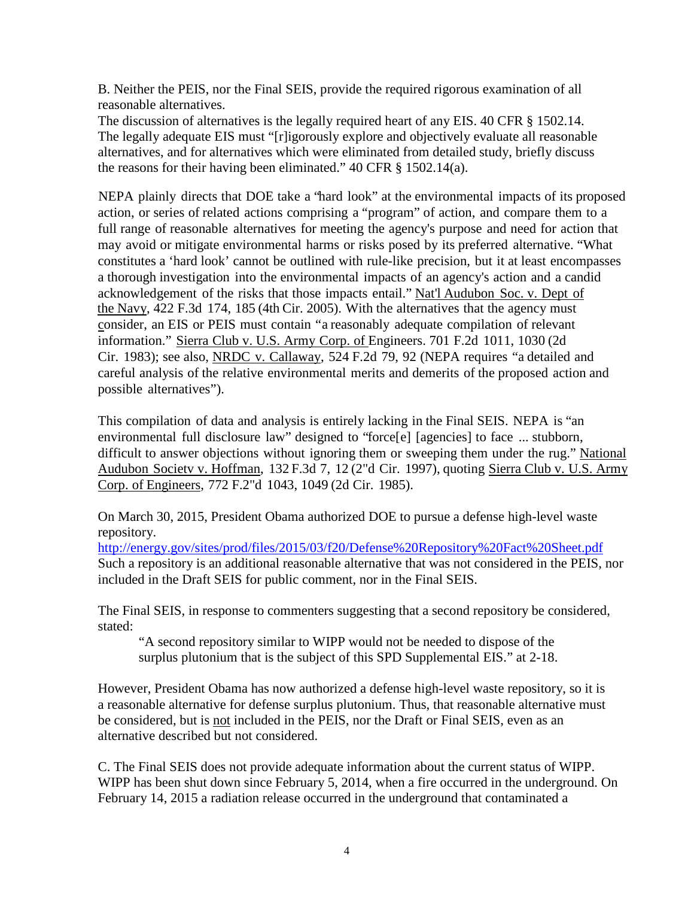B. Neither the PEIS, nor the Final SEIS, provide the required rigorous examination of all reasonable alternatives.

The discussion of alternatives is the legally required heart of any EIS. 40 CFR § 1502.14. The legally adequate EIS must "[r]igorously explore and objectively evaluate all reasonable alternatives, and for alternatives which were eliminated from detailed study, briefly discuss the reasons for their having been eliminated." 40 CFR § 1502.14(a).

NEPA plainly directs that DOE take a "hard look" at the environmental impacts of its proposed action, or series of related actions comprising a "program" of action, and compare them to a full range of reasonable alternatives for meeting the agency's purpose and need for action that may avoid or mitigate environmental harms or risks posed by its preferred alternative. "What constitutes a 'hard look' cannot be outlined with rule-like precision, but it at least encompasses a thorough investigation into the environmental impacts of an agency's action and a candid acknowledgement of the risks that those impacts entail." Nat'l Audubon Soc. v. Dept of the Navy, 422 F.3d 174, 185 (4th Cir. 2005). With the alternatives that the agency must consider, an EIS or PEIS must contain "a reasonably adequate compilation of relevant information." Sierra Club v. U.S. Army Corp. of Engineers. 701 F.2d 1011, 1030 (2d Cir. 1983); see also, NRDC v. Callaway, 524 F.2d 79, 92 (NEPA requires "a detailed and careful analysis of the relative environmental merits and demerits of the proposed action and possible alternatives").

This compilation of data and analysis is entirely lacking in the Final SEIS. NEPA is "an environmental full disclosure law" designed to "force[e] [agencies] to face ... stubborn, difficult to answer objections without ignoring them or sweeping them under the rug." National Audubon Societv v. Hoffman, 132 F.3d 7, 12 (2"d Cir. 1997), quoting Sierra Club v. U.S. Army Corp. of Engineers, 772 F.2"d 1043, 1049 (2d Cir. 1985).

On March 30, 2015, President Obama authorized DOE to pursue a defense high-level waste repository.
http://energy.gov/sites/prod/files/2015/03/f20/Defense%20Repository%20Fact%20Sheet.pdf
Such a repository is an additional reasonable alternative that was not considered in the PEIS, nor included in the Draft SEIS for public comment, nor in the Final SEIS.

The Final SEIS, in response to commenters suggesting that a second repository be considered, stated:

> "A second repository similar to WIPP would not be needed to dispose of the surplus plutonium that is the subject of this SPD Supplemental EIS." at 2-18.

However, President Obama has now authorized a defense high-level waste repository, so it is a reasonable alternative for defense surplus plutonium. Thus, that reasonable alternative must be considered, but is not included in the PEIS, nor the Draft or Final SEIS, even as an alternative described but not considered.

C. The Final SEIS does not provide adequate information about the current status of WIPP. WIPP has been shut down since February 5, 2014, when a fire occurred in the underground. On February 14, 2015 a radiation release occurred in the underground that contaminated a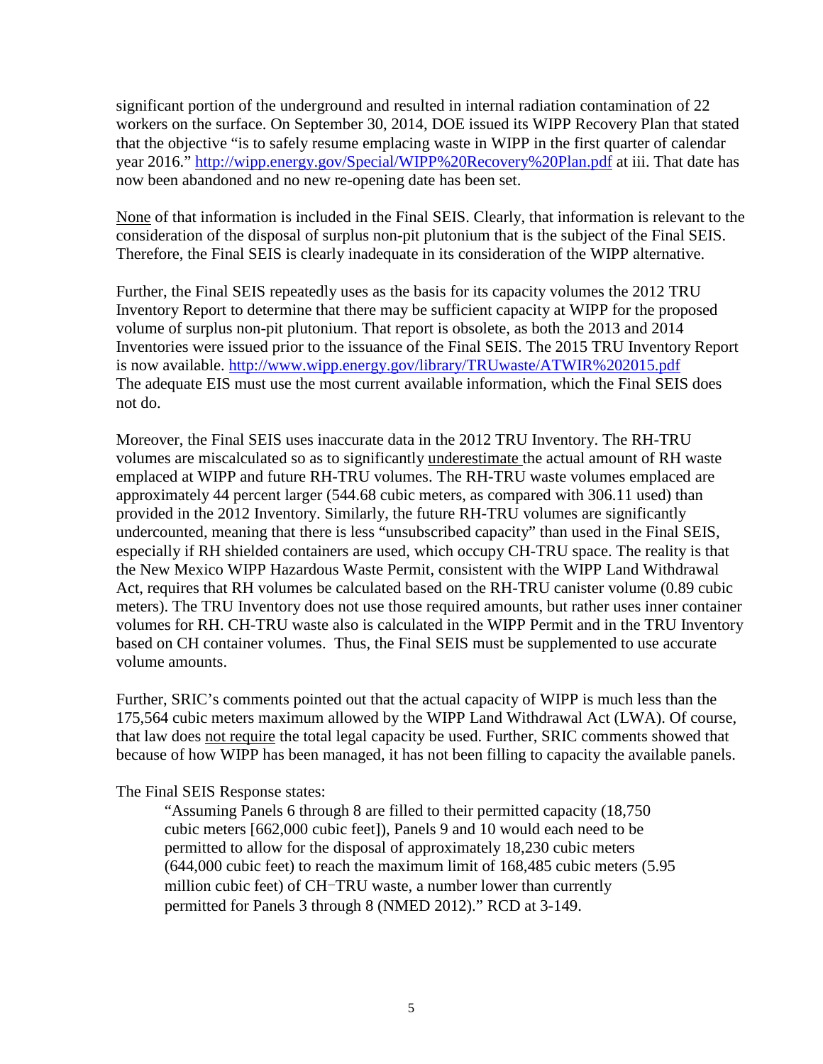significant portion of the underground and resulted in internal radiation contamination of 22 workers on the surface. On September 30, 2014, DOE issued its WIPP Recovery Plan that stated that the objective "is to safely resume emplacing waste in WIPP in the first quarter of calendar year 2016." http://wipp.energy.gov/Special/WIPP%20Recovery%20Plan.pdf at iii. That date has now been abandoned and no new re-opening date has been set.

None of that information is included in the Final SEIS. Clearly, that information is relevant to the consideration of the disposal of surplus non-pit plutonium that is the subject of the Final SEIS. Therefore, the Final SEIS is clearly inadequate in its consideration of the WIPP alternative.

Further, the Final SEIS repeatedly uses as the basis for its capacity volumes the 2012 TRU Inventory Report to determine that there may be sufficient capacity at WIPP for the proposed volume of surplus non-pit plutonium. That report is obsolete, as both the 2013 and 2014 Inventories were issued prior to the issuance of the Final SEIS. The 2015 TRU Inventory Report is now available. http://www.wipp.energy.gov/library/TRUwaste/ATWIR%202015.pdf The adequate EIS must use the most current available information, which the Final SEIS does not do.

Moreover, the Final SEIS uses inaccurate data in the 2012 TRU Inventory. The RH-TRU volumes are miscalculated so as to significantly underestimate the actual amount of RH waste emplaced at WIPP and future RH-TRU volumes. The RH-TRU waste volumes emplaced are approximately 44 percent larger (544.68 cubic meters, as compared with 306.11 used) than provided in the 2012 Inventory. Similarly, the future RH-TRU volumes are significantly undercounted, meaning that there is less "unsubscribed capacity" than used in the Final SEIS, especially if RH shielded containers are used, which occupy CH-TRU space. The reality is that the New Mexico WIPP Hazardous Waste Permit, consistent with the WIPP Land Withdrawal Act, requires that RH volumes be calculated based on the RH-TRU canister volume (0.89 cubic meters). The TRU Inventory does not use those required amounts, but rather uses inner container volumes for RH. CH-TRU waste also is calculated in the WIPP Permit and in the TRU Inventory based on CH container volumes. Thus, the Final SEIS must be supplemented to use accurate volume amounts.

Further, SRIC's comments pointed out that the actual capacity of WIPP is much less than the 175,564 cubic meters maximum allowed by the WIPP Land Withdrawal Act (LWA). Of course, that law does not require the total legal capacity be used. Further, SRIC comments showed that because of how WIPP has been managed, it has not been filling to capacity the available panels.

The Final SEIS Response states:

> "Assuming Panels 6 through 8 are filled to their permitted capacity (18,750 cubic meters [662,000 cubic feet]), Panels 9 and 10 would each need to be permitted to allow for the disposal of approximately 18,230 cubic meters (644,000 cubic feet) to reach the maximum limit of 168,485 cubic meters (5.95 million cubic feet) of CH−TRU waste, a number lower than currently permitted for Panels 3 through 8 (NMED 2012)." RCD at 3-149.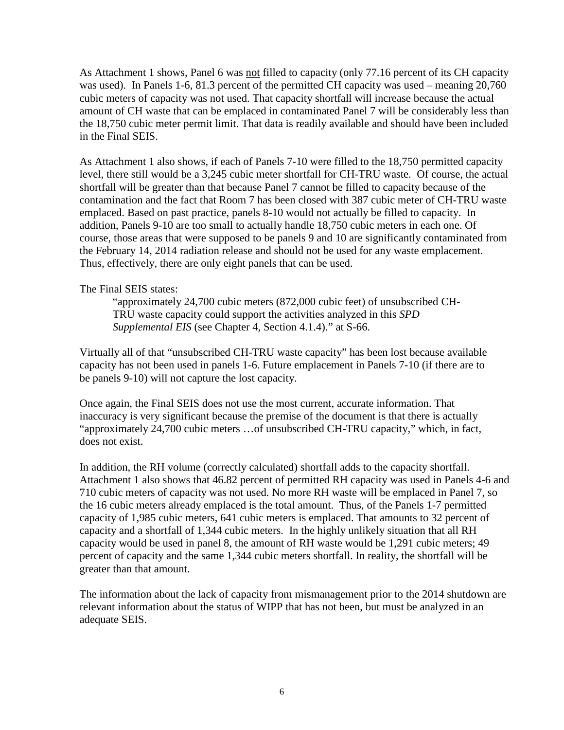As Attachment 1 shows, Panel 6 was <u>not</u> filled to capacity (only 77.16 percent of its CH capacity was used). In Panels 1-6, 81.3 percent of the permitted CH capacity was used – meaning 20,760 cubic meters of capacity was not used. That capacity shortfall will increase because the actual amount of CH waste that can be emplaced in contaminated Panel 7 will be considerably less than the 18,750 cubic meter permit limit. That data is readily available and should have been included in the Final SEIS.

As Attachment 1 also shows, if each of Panels 7-10 were filled to the 18,750 permitted capacity level, there still would be a 3,245 cubic meter shortfall for CH-TRU waste. Of course, the actual shortfall will be greater than that because Panel 7 cannot be filled to capacity because of the contamination and the fact that Room 7 has been closed with 387 cubic meter of CH-TRU waste emplaced. Based on past practice, panels 8-10 would not actually be filled to capacity. In addition, Panels 9-10 are too small to actually handle 18,750 cubic meters in each one. Of course, those areas that were supposed to be panels 9 and 10 are significantly contaminated from the February 14, 2014 radiation release and should not be used for any waste emplacement. Thus, effectively, there are only eight panels that can be used.

The Final SEIS states:

> "approximately 24,700 cubic meters (872,000 cubic feet) of unsubscribed CH-TRU waste capacity could support the activities analyzed in this *SPD Supplemental EIS* (see Chapter 4, Section 4.1.4)." at S-66.

Virtually all of that "unsubscribed CH-TRU waste capacity" has been lost because available capacity has not been used in panels 1-6. Future emplacement in Panels 7-10 (if there are to be panels 9-10) will not capture the lost capacity.

Once again, the Final SEIS does not use the most current, accurate information. That inaccuracy is very significant because the premise of the document is that there is actually "approximately 24,700 cubic meters …of unsubscribed CH-TRU capacity," which, in fact, does not exist.

In addition, the RH volume (correctly calculated) shortfall adds to the capacity shortfall. Attachment 1 also shows that 46.82 percent of permitted RH capacity was used in Panels 4-6 and 710 cubic meters of capacity was not used. No more RH waste will be emplaced in Panel 7, so the 16 cubic meters already emplaced is the total amount. Thus, of the Panels 1-7 permitted capacity of 1,985 cubic meters, 641 cubic meters is emplaced. That amounts to 32 percent of capacity and a shortfall of 1,344 cubic meters. In the highly unlikely situation that all RH capacity would be used in panel 8, the amount of RH waste would be 1,291 cubic meters; 49 percent of capacity and the same 1,344 cubic meters shortfall. In reality, the shortfall will be greater than that amount.

The information about the lack of capacity from mismanagement prior to the 2014 shutdown are relevant information about the status of WIPP that has not been, but must be analyzed in an adequate SEIS.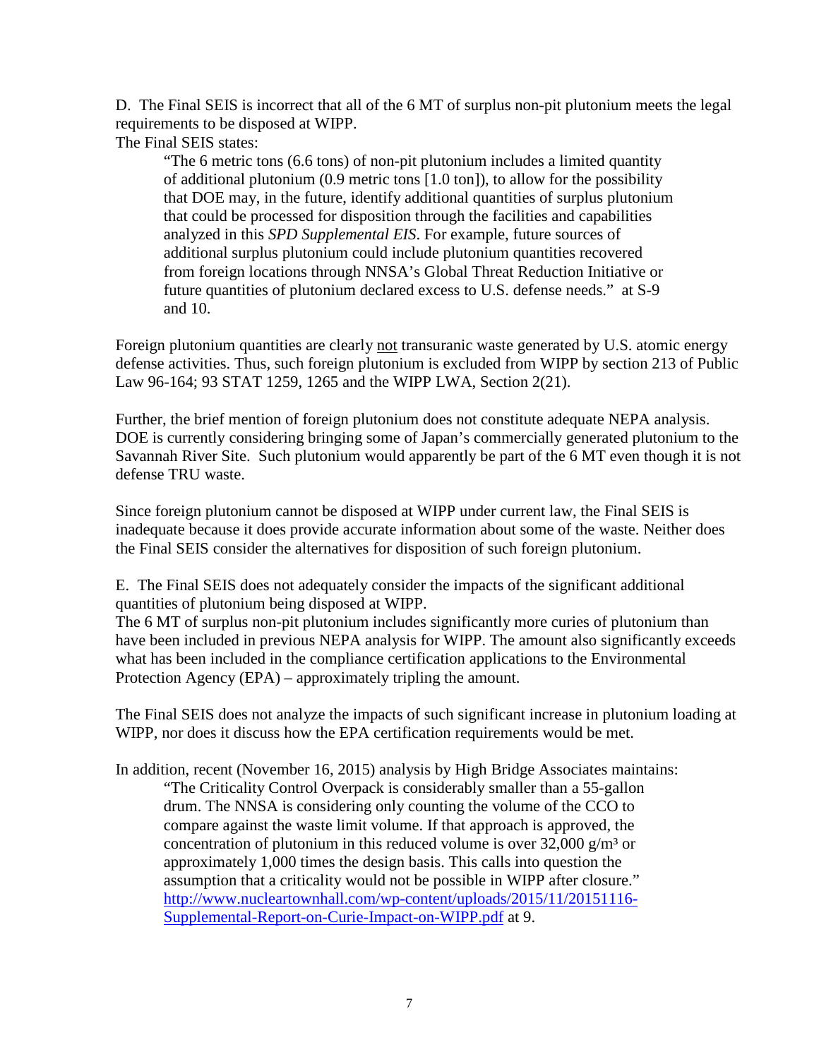D. The Final SEIS is incorrect that all of the 6 MT of surplus non-pit plutonium meets the legal requirements to be disposed at WIPP.
The Final SEIS states:

> "The 6 metric tons (6.6 tons) of non-pit plutonium includes a limited quantity of additional plutonium (0.9 metric tons [1.0 ton]), to allow for the possibility that DOE may, in the future, identify additional quantities of surplus plutonium that could be processed for disposition through the facilities and capabilities analyzed in this *SPD Supplemental EIS*. For example, future sources of additional surplus plutonium could include plutonium quantities recovered from foreign locations through NNSA's Global Threat Reduction Initiative or future quantities of plutonium declared excess to U.S. defense needs." at S-9 and 10.

Foreign plutonium quantities are clearly <u>not</u> transuranic waste generated by U.S. atomic energy defense activities. Thus, such foreign plutonium is excluded from WIPP by section 213 of Public Law 96-164; 93 STAT 1259, 1265 and the WIPP LWA, Section 2(21).

Further, the brief mention of foreign plutonium does not constitute adequate NEPA analysis. DOE is currently considering bringing some of Japan's commercially generated plutonium to the Savannah River Site. Such plutonium would apparently be part of the 6 MT even though it is not defense TRU waste.

Since foreign plutonium cannot be disposed at WIPP under current law, the Final SEIS is inadequate because it does provide accurate information about some of the waste. Neither does the Final SEIS consider the alternatives for disposition of such foreign plutonium.

E. The Final SEIS does not adequately consider the impacts of the significant additional quantities of plutonium being disposed at WIPP.
The 6 MT of surplus non-pit plutonium includes significantly more curies of plutonium than have been included in previous NEPA analysis for WIPP. The amount also significantly exceeds what has been included in the compliance certification applications to the Environmental Protection Agency (EPA) – approximately tripling the amount.

The Final SEIS does not analyze the impacts of such significant increase in plutonium loading at WIPP, nor does it discuss how the EPA certification requirements would be met.

In addition, recent (November 16, 2015) analysis by High Bridge Associates maintains:

> "The Criticality Control Overpack is considerably smaller than a 55-gallon drum. The NNSA is considering only counting the volume of the CCO to compare against the waste limit volume. If that approach is approved, the concentration of plutonium in this reduced volume is over 32,000 g/m³ or approximately 1,000 times the design basis. This calls into question the assumption that a criticality would not be possible in WIPP after closure." http://www.nucleartownhall.com/wp-content/uploads/2015/11/20151116-Supplemental-Report-on-Curie-Impact-on-WIPP.pdf at 9.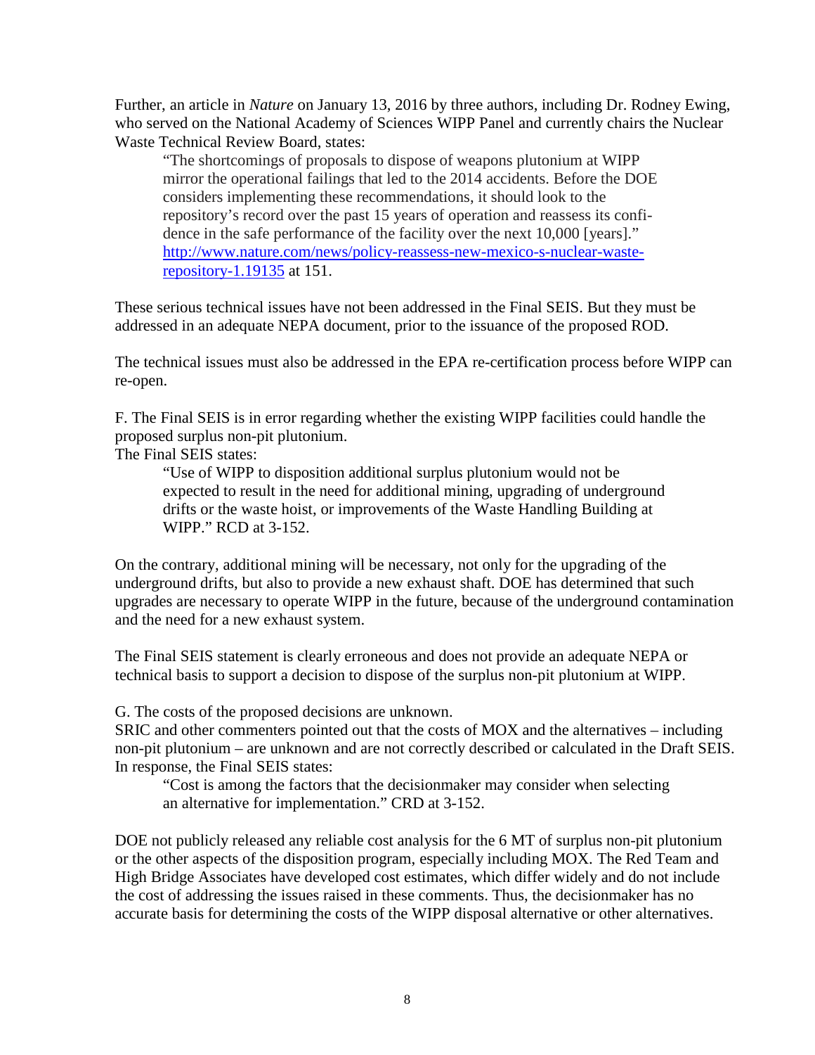Further, an article in *Nature* on January 13, 2016 by three authors, including Dr. Rodney Ewing, who served on the National Academy of Sciences WIPP Panel and currently chairs the Nuclear Waste Technical Review Board, states:

> "The shortcomings of proposals to dispose of weapons plutonium at WIPP mirror the operational failings that led to the 2014 accidents. Before the DOE considers implementing these recommendations, it should look to the repository's record over the past 15 years of operation and reassess its confidence in the safe performance of the facility over the next 10,000 [years]." [http://www.nature.com/news/policy-reassess-new-mexico-s-nuclear-waste-repository-1.19135](http://www.nature.com/news/policy-reassess-new-mexico-s-nuclear-waste-repository-1.19135) at 151.

These serious technical issues have not been addressed in the Final SEIS. But they must be addressed in an adequate NEPA document, prior to the issuance of the proposed ROD.

The technical issues must also be addressed in the EPA re-certification process before WIPP can re-open.

F. The Final SEIS is in error regarding whether the existing WIPP facilities could handle the proposed surplus non-pit plutonium.

The Final SEIS states:

> "Use of WIPP to disposition additional surplus plutonium would not be expected to result in the need for additional mining, upgrading of underground drifts or the waste hoist, or improvements of the Waste Handling Building at WIPP." RCD at 3-152.

On the contrary, additional mining will be necessary, not only for the upgrading of the underground drifts, but also to provide a new exhaust shaft. DOE has determined that such upgrades are necessary to operate WIPP in the future, because of the underground contamination and the need for a new exhaust system.

The Final SEIS statement is clearly erroneous and does not provide an adequate NEPA or technical basis to support a decision to dispose of the surplus non-pit plutonium at WIPP.

G. The costs of the proposed decisions are unknown.

SRIC and other commenters pointed out that the costs of MOX and the alternatives – including non-pit plutonium – are unknown and are not correctly described or calculated in the Draft SEIS. In response, the Final SEIS states:

> "Cost is among the factors that the decisionmaker may consider when selecting an alternative for implementation." CRD at 3-152.

DOE not publicly released any reliable cost analysis for the 6 MT of surplus non-pit plutonium or the other aspects of the disposition program, especially including MOX. The Red Team and High Bridge Associates have developed cost estimates, which differ widely and do not include the cost of addressing the issues raised in these comments. Thus, the decisionmaker has no accurate basis for determining the costs of the WIPP disposal alternative or other alternatives.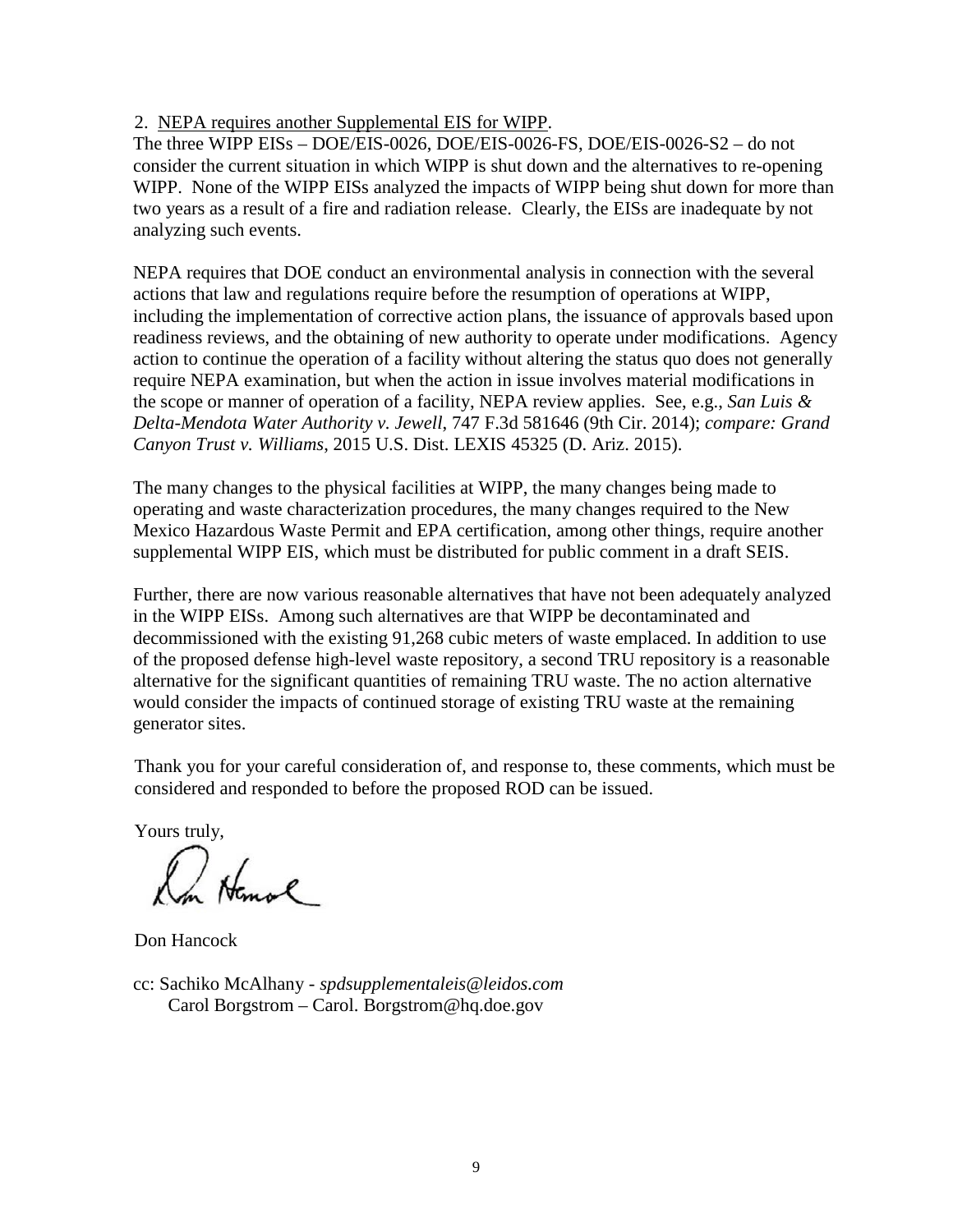2. NEPA requires another Supplemental EIS for WIPP.

The three WIPP EISs – DOE/EIS-0026, DOE/EIS-0026-FS, DOE/EIS-0026-S2 – do not consider the current situation in which WIPP is shut down and the alternatives to re-opening WIPP. None of the WIPP EISs analyzed the impacts of WIPP being shut down for more than two years as a result of a fire and radiation release. Clearly, the EISs are inadequate by not analyzing such events.

NEPA requires that DOE conduct an environmental analysis in connection with the several actions that law and regulations require before the resumption of operations at WIPP, including the implementation of corrective action plans, the issuance of approvals based upon readiness reviews, and the obtaining of new authority to operate under modifications. Agency action to continue the operation of a facility without altering the status quo does not generally require NEPA examination, but when the action in issue involves material modifications in the scope or manner of operation of a facility, NEPA review applies. See, e.g., *San Luis & Delta-Mendota Water Authority v. Jewell*, 747 F.3d 581646 (9th Cir. 2014); *compare: Grand Canyon Trust v. Williams*, 2015 U.S. Dist. LEXIS 45325 (D. Ariz. 2015).

The many changes to the physical facilities at WIPP, the many changes being made to operating and waste characterization procedures, the many changes required to the New Mexico Hazardous Waste Permit and EPA certification, among other things, require another supplemental WIPP EIS, which must be distributed for public comment in a draft SEIS.

Further, there are now various reasonable alternatives that have not been adequately analyzed in the WIPP EISs. Among such alternatives are that WIPP be decontaminated and decommissioned with the existing 91,268 cubic meters of waste emplaced. In addition to use of the proposed defense high-level waste repository, a second TRU repository is a reasonable alternative for the significant quantities of remaining TRU waste. The no action alternative would consider the impacts of continued storage of existing TRU waste at the remaining generator sites.

Thank you for your careful consideration of, and response to, these comments, which must be considered and responded to before the proposed ROD can be issued.

Yours truly,

Don Hancock

cc: Sachiko McAlhany - *spdsupplementaleis@leidos.com*
Carol Borgstrom – Carol. Borgstrom@hq.doe.gov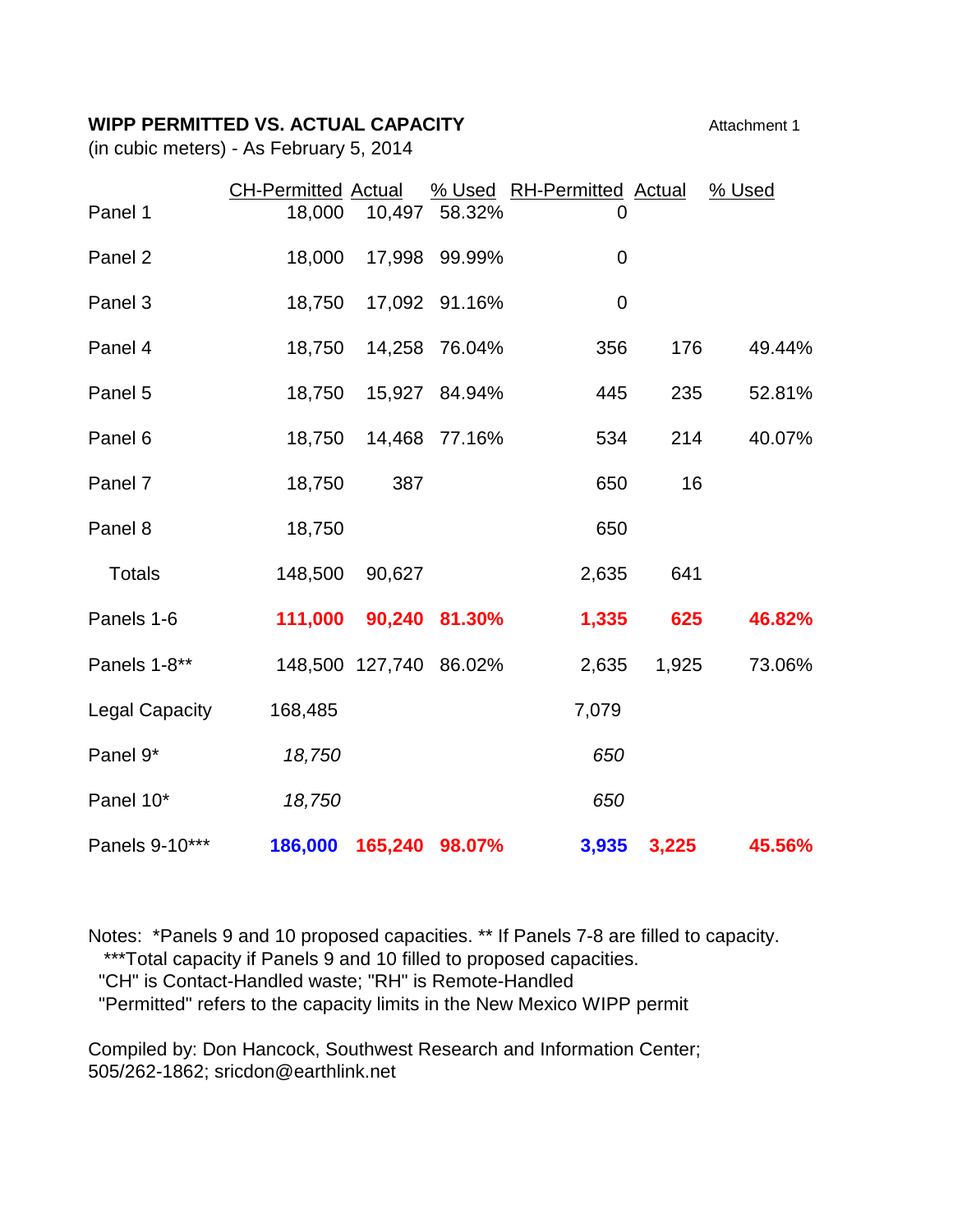**WIPP PERMITTED VS. ACTUAL CAPACITY**

Attachment 1

(in cubic meters) - As February 5, 2014

| | CH-Permitted | Actual | % Used | RH-Permitted | Actual | % Used |
|---|---|---|---|---|---|---|
| Panel 1 | 18,000 | 10,497 | 58.32% | 0 | | |
| Panel 2 | 18,000 | 17,998 | 99.99% | 0 | | |
| Panel 3 | 18,750 | 17,092 | 91.16% | 0 | | |
| Panel 4 | 18,750 | 14,258 | 76.04% | 356 | 176 | 49.44% |
| Panel 5 | 18,750 | 15,927 | 84.94% | 445 | 235 | 52.81% |
| Panel 6 | 18,750 | 14,468 | 77.16% | 534 | 214 | 40.07% |
| Panel 7 | 18,750 | 387 | | 650 | 16 | |
| Panel 8 | 18,750 | | | 650 | | |
| Totals | 148,500 | 90,627 | | 2,635 | 641 | |
| **Panels 1-6** | **111,000** | **90,240** | **81.30%** | **1,335** | **625** | **46.82%** |
| Panels 1-8** | 148,500 | 127,740 | 86.02% | 2,635 | 1,925 | 73.06% |
| Legal Capacity | 168,485 | | | 7,079 | | |
| Panel 9* | *18,750* | | | *650* | | |
| Panel 10* | *18,750* | | | *650* | | |
| **Panels 9-10*** ** | **186,000** | **165,240** | **98.07%** | **3,935** | **3,225** | **45.56%** |

Notes: *Panels 9 and 10 proposed capacities. ** If Panels 7-8 are filled to capacity.
***Total capacity if Panels 9 and 10 filled to proposed capacities.
"CH" is Contact-Handled waste; "RH" is Remote-Handled
"Permitted" refers to the capacity limits in the New Mexico WIPP permit

Compiled by: Don Hancock, Southwest Research and Information Center;
505/262-1862; sricdon@earthlink.net